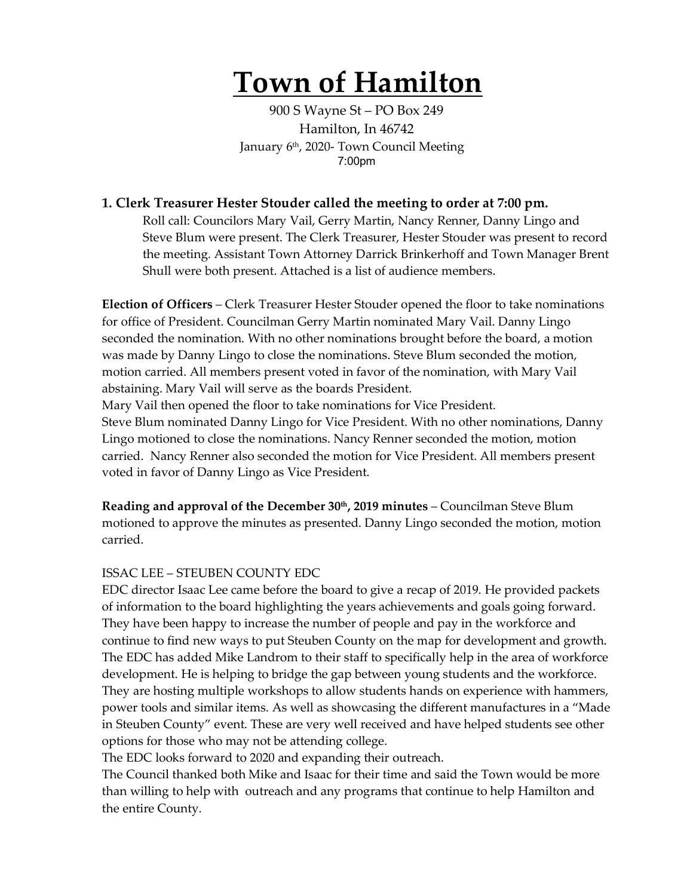# Town of Hamilton

900 S Wayne St – PO Box 249
Hamilton, In 46742
January 6th, 2020- Town Council Meeting
7:00pm

### 1. Clerk Treasurer Hester Stouder called the meeting to order at 7:00 pm.

Roll call: Councilors Mary Vail, Gerry Martin, Nancy Renner, Danny Lingo and Steve Blum were present. The Clerk Treasurer, Hester Stouder was present to record the meeting. Assistant Town Attorney Darrick Brinkerhoff and Town Manager Brent Shull were both present. Attached is a list of audience members.

**Election of Officers** – Clerk Treasurer Hester Stouder opened the floor to take nominations for office of President. Councilman Gerry Martin nominated Mary Vail. Danny Lingo seconded the nomination. With no other nominations brought before the board, a motion was made by Danny Lingo to close the nominations. Steve Blum seconded the motion, motion carried. All members present voted in favor of the nomination, with Mary Vail abstaining. Mary Vail will serve as the boards President.
Mary Vail then opened the floor to take nominations for Vice President.
Steve Blum nominated Danny Lingo for Vice President. With no other nominations, Danny Lingo motioned to close the nominations. Nancy Renner seconded the motion, motion carried. Nancy Renner also seconded the motion for Vice President. All members present voted in favor of Danny Lingo as Vice President.

**Reading and approval of the December 30th, 2019 minutes** – Councilman Steve Blum motioned to approve the minutes as presented. Danny Lingo seconded the motion, motion carried.

ISSAC LEE – STEUBEN COUNTY EDC

EDC director Isaac Lee came before the board to give a recap of 2019. He provided packets of information to the board highlighting the years achievements and goals going forward. They have been happy to increase the number of people and pay in the workforce and continue to find new ways to put Steuben County on the map for development and growth. The EDC has added Mike Landrom to their staff to specifically help in the area of workforce development. He is helping to bridge the gap between young students and the workforce. They are hosting multiple workshops to allow students hands on experience with hammers, power tools and similar items. As well as showcasing the different manufactures in a "Made in Steuben County" event. These are very well received and have helped students see other options for those who may not be attending college.
The EDC looks forward to 2020 and expanding their outreach.
The Council thanked both Mike and Isaac for their time and said the Town would be more than willing to help with outreach and any programs that continue to help Hamilton and the entire County.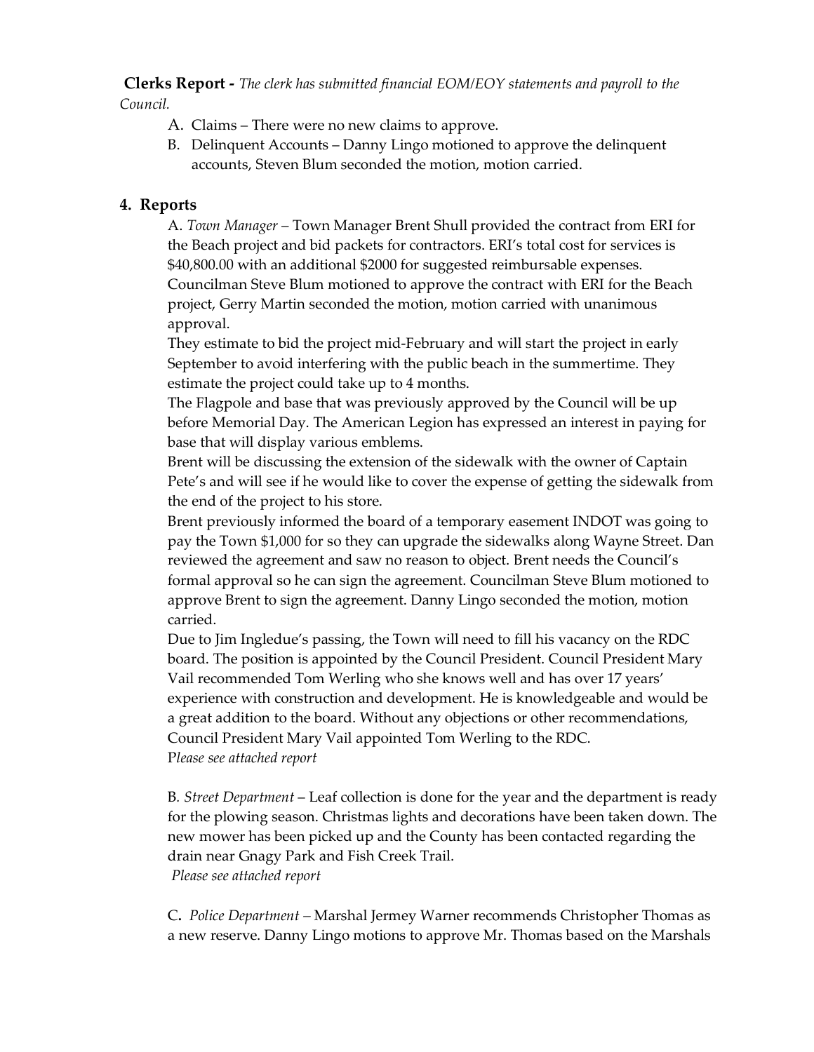**Clerks Report -** *The clerk has submitted financial EOM/EOY statements and payroll to the Council.*

A. Claims – There were no new claims to approve.
B. Delinquent Accounts – Danny Lingo motioned to approve the delinquent accounts, Steven Blum seconded the motion, motion carried.

## 4. Reports

A. *Town Manager* – Town Manager Brent Shull provided the contract from ERI for the Beach project and bid packets for contractors. ERI's total cost for services is $40,800.00 with an additional $2000 for suggested reimbursable expenses. Councilman Steve Blum motioned to approve the contract with ERI for the Beach project, Gerry Martin seconded the motion, motion carried with unanimous approval.

They estimate to bid the project mid-February and will start the project in early September to avoid interfering with the public beach in the summertime. They estimate the project could take up to 4 months.

The Flagpole and base that was previously approved by the Council will be up before Memorial Day. The American Legion has expressed an interest in paying for base that will display various emblems.

Brent will be discussing the extension of the sidewalk with the owner of Captain Pete's and will see if he would like to cover the expense of getting the sidewalk from the end of the project to his store.

Brent previously informed the board of a temporary easement INDOT was going to pay the Town $1,000 for so they can upgrade the sidewalks along Wayne Street. Dan reviewed the agreement and saw no reason to object. Brent needs the Council's formal approval so he can sign the agreement. Councilman Steve Blum motioned to approve Brent to sign the agreement. Danny Lingo seconded the motion, motion carried.

Due to Jim Ingledue's passing, the Town will need to fill his vacancy on the RDC board. The position is appointed by the Council President. Council President Mary Vail recommended Tom Werling who she knows well and has over 17 years' experience with construction and development. He is knowledgeable and would be a great addition to the board. Without any objections or other recommendations, Council President Mary Vail appointed Tom Werling to the RDC.
P*lease see attached report*

B*. Street Department* – Leaf collection is done for the year and the department is ready for the plowing season. Christmas lights and decorations have been taken down. The new mower has been picked up and the County has been contacted regarding the drain near Gnagy Park and Fish Creek Trail.
*Please see attached report*

C**.** *Police Department –* Marshal Jermey Warner recommends Christopher Thomas as a new reserve. Danny Lingo motions to approve Mr. Thomas based on the Marshals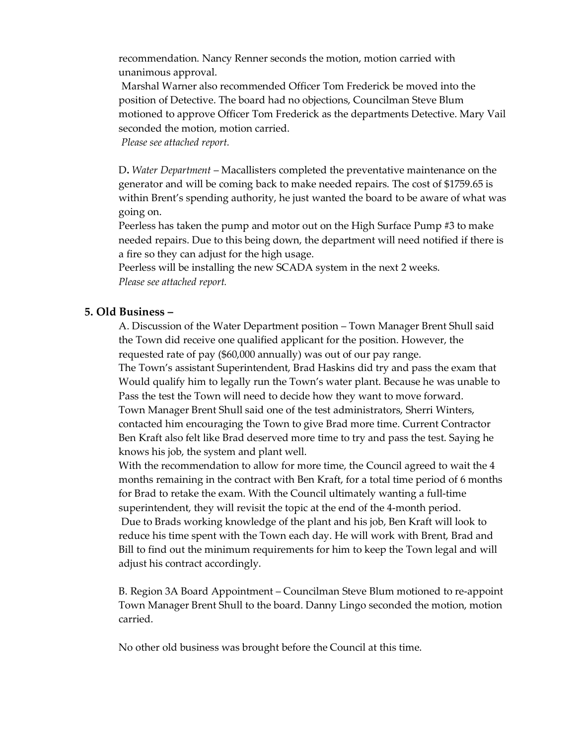recommendation. Nancy Renner seconds the motion, motion carried with unanimous approval.

Marshal Warner also recommended Officer Tom Frederick be moved into the position of Detective. The board had no objections, Councilman Steve Blum motioned to approve Officer Tom Frederick as the departments Detective. Mary Vail seconded the motion, motion carried.

*Please see attached report.*

D**.** *Water Department* – Macallisters completed the preventative maintenance on the generator and will be coming back to make needed repairs. The cost of $1759.65 is within Brent's spending authority, he just wanted the board to be aware of what was going on.

Peerless has taken the pump and motor out on the High Surface Pump #3 to make needed repairs. Due to this being down, the department will need notified if there is a fire so they can adjust for the high usage.

Peerless will be installing the new SCADA system in the next 2 weeks.

*Please see attached report.*

## 5. Old Business –

A. Discussion of the Water Department position – Town Manager Brent Shull said the Town did receive one qualified applicant for the position. However, the requested rate of pay ($60,000 annually) was out of our pay range.

The Town's assistant Superintendent, Brad Haskins did try and pass the exam that Would qualify him to legally run the Town's water plant. Because he was unable to Pass the test the Town will need to decide how they want to move forward.

Town Manager Brent Shull said one of the test administrators, Sherri Winters, contacted him encouraging the Town to give Brad more time. Current Contractor Ben Kraft also felt like Brad deserved more time to try and pass the test. Saying he knows his job, the system and plant well.

With the recommendation to allow for more time, the Council agreed to wait the 4 months remaining in the contract with Ben Kraft, for a total time period of 6 months for Brad to retake the exam. With the Council ultimately wanting a full-time superintendent, they will revisit the topic at the end of the 4-month period.

Due to Brads working knowledge of the plant and his job, Ben Kraft will look to reduce his time spent with the Town each day. He will work with Brent, Brad and Bill to find out the minimum requirements for him to keep the Town legal and will adjust his contract accordingly.

B. Region 3A Board Appointment – Councilman Steve Blum motioned to re-appoint Town Manager Brent Shull to the board. Danny Lingo seconded the motion, motion carried.

No other old business was brought before the Council at this time.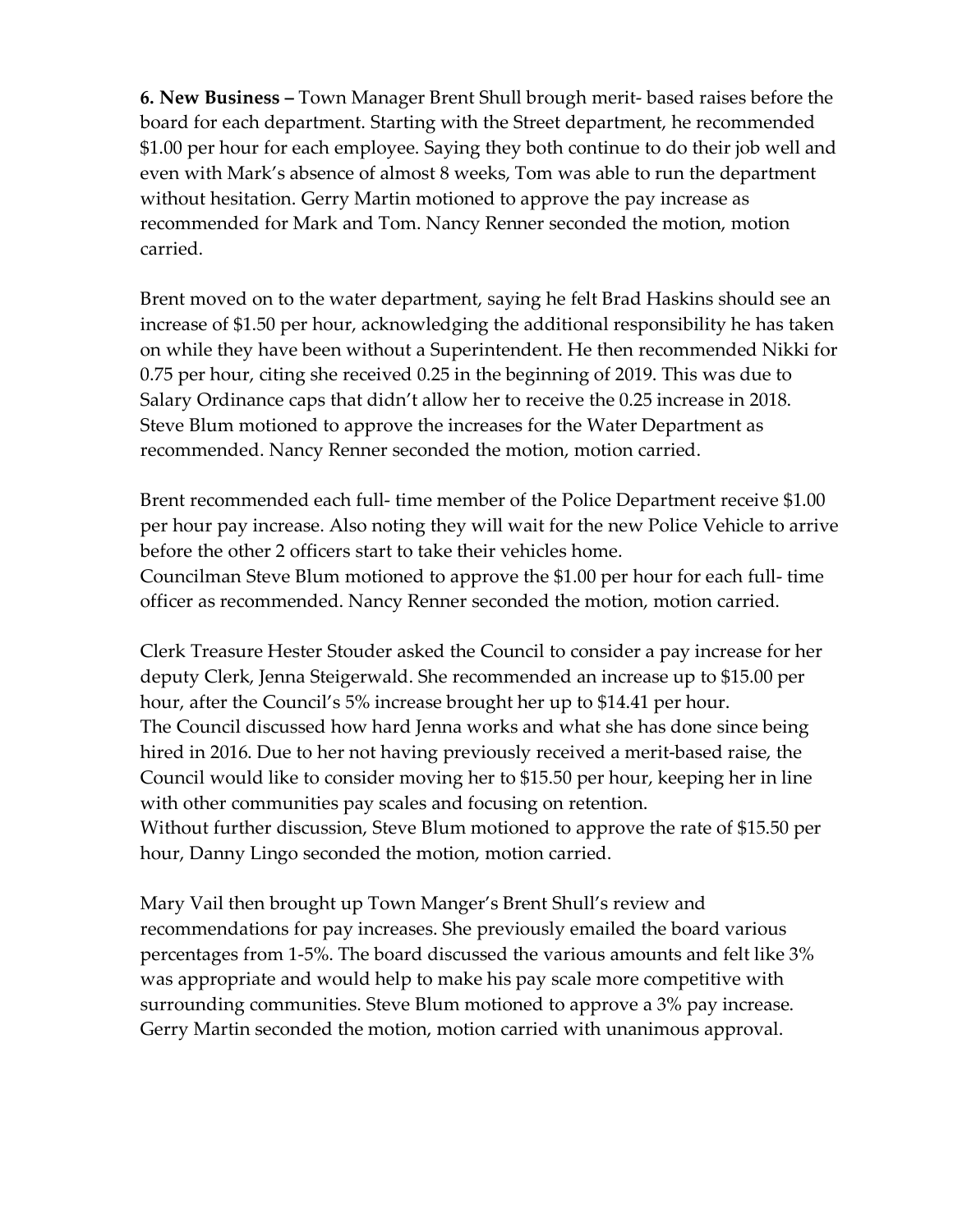**6. New Business –** Town Manager Brent Shull brough merit- based raises before the board for each department. Starting with the Street department, he recommended $1.00 per hour for each employee. Saying they both continue to do their job well and even with Mark's absence of almost 8 weeks, Tom was able to run the department without hesitation. Gerry Martin motioned to approve the pay increase as recommended for Mark and Tom. Nancy Renner seconded the motion, motion carried.

Brent moved on to the water department, saying he felt Brad Haskins should see an increase of $1.50 per hour, acknowledging the additional responsibility he has taken on while they have been without a Superintendent. He then recommended Nikki for 0.75 per hour, citing she received 0.25 in the beginning of 2019. This was due to Salary Ordinance caps that didn't allow her to receive the 0.25 increase in 2018. Steve Blum motioned to approve the increases for the Water Department as recommended. Nancy Renner seconded the motion, motion carried.

Brent recommended each full- time member of the Police Department receive $1.00 per hour pay increase. Also noting they will wait for the new Police Vehicle to arrive before the other 2 officers start to take their vehicles home.
Councilman Steve Blum motioned to approve the $1.00 per hour for each full- time officer as recommended. Nancy Renner seconded the motion, motion carried.

Clerk Treasure Hester Stouder asked the Council to consider a pay increase for her deputy Clerk, Jenna Steigerwald. She recommended an increase up to $15.00 per hour, after the Council's 5% increase brought her up to $14.41 per hour.
The Council discussed how hard Jenna works and what she has done since being hired in 2016. Due to her not having previously received a merit-based raise, the Council would like to consider moving her to $15.50 per hour, keeping her in line with other communities pay scales and focusing on retention.
Without further discussion, Steve Blum motioned to approve the rate of $15.50 per hour, Danny Lingo seconded the motion, motion carried.

Mary Vail then brought up Town Manger's Brent Shull's review and recommendations for pay increases. She previously emailed the board various percentages from 1-5%. The board discussed the various amounts and felt like 3% was appropriate and would help to make his pay scale more competitive with surrounding communities. Steve Blum motioned to approve a 3% pay increase. Gerry Martin seconded the motion, motion carried with unanimous approval.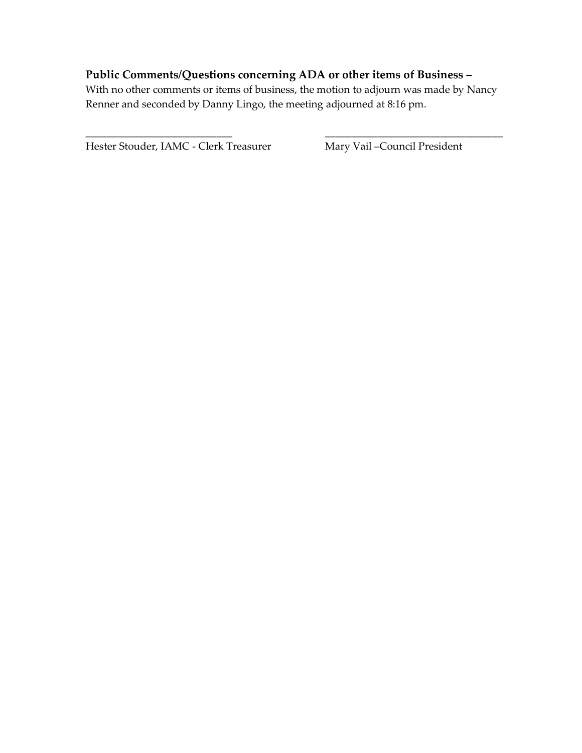**Public Comments/Questions concerning ADA or other items of Business –**
With no other comments or items of business, the motion to adjourn was made by Nancy Renner and seconded by Danny Lingo, the meeting adjourned at 8:16 pm.

| | |
|---|---|
| ____________________________ | __________________________________ |
| Hester Stouder, IAMC - Clerk Treasurer | Mary Vail –Council President |